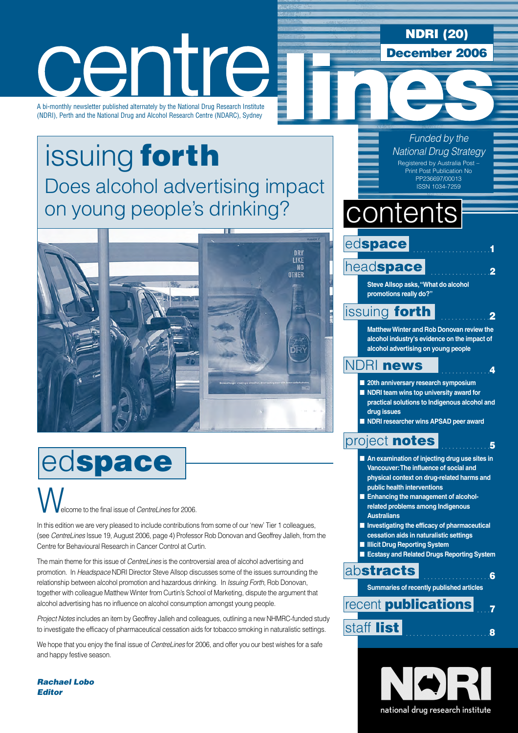# centrelines

A bi-monthly newsletter published alternately by the National Drug Research Institute (NDRI), Perth and the National Drug and Alcohol Research Centre (NDARC), Sydney

**NDRI (20)**
**December 2006**

*Funded by the National Drug Strategy*

Registered by Australia Post – Print Post Publication No PP236697/00013
ISSN 1034-7259

## issuing **forth**

Does alcohol advertising impact on young people's drinking?

## contents

- ed**space** ..... 1
- head**space** ..... 2
  - **Steve Allsop asks, "What do alcohol promotions really do?"**
- issuing **forth** ..... 2
  - **Matthew Winter and Rob Donovan review the alcohol industry's evidence on the impact of alcohol advertising on young people**
- NDRI **news** ..... 4
  - **20th anniversary research symposium**
  - **NDRI team wins top university award for practical solutions to Indigenous alcohol and drug issues**
  - **NDRI researcher wins APSAD peer award**
- project **notes** ..... 5
  - **An examination of injecting drug use sites in Vancouver: The influence of social and physical context on drug-related harms and public health interventions**
  - **Enhancing the management of alcohol-related problems among Indigenous Australians**
  - **Investigating the efficacy of pharmaceutical cessation aids in naturalistic settings**
  - **Illicit Drug Reporting System**
  - **Ecstasy and Related Drugs Reporting System**
- ab**stracts** ..... 6
  - **Summaries of recently published articles**
- recent **publications** ..... 7
- staff **list** ..... 8

## ed**space**

Welcome to the final issue of *CentreLines* for 2006.

In this edition we are very pleased to include contributions from some of our 'new' Tier 1 colleagues, (see *CentreLines* Issue 19, August 2006, page 4) Professor Rob Donovan and Geoffrey Jalleh, from the Centre for Behavioural Research in Cancer Control at Curtin.

The main theme for this issue of *CentreLines* is the controversial area of alcohol advertising and promotion. In *Headspace* NDRI Director Steve Allsop discusses some of the issues surrounding the relationship between alcohol promotion and hazardous drinking. In *Issuing Forth*, Rob Donovan, together with colleague Matthew Winter from Curtin's School of Marketing, dispute the argument that alcohol advertising has no influence on alcohol consumption amongst young people.

*Project Notes* includes an item by Geoffrey Jalleh and colleagues, outlining a new NHMRC-funded study to investigate the efficacy of pharmaceutical cessation aids for tobacco smoking in naturalistic settings.

We hope that you enjoy the final issue of *CentreLines* for 2006, and offer you our best wishes for a safe and happy festive season.

***Rachael Lobo***
***Editor***

NDRI
national drug research institute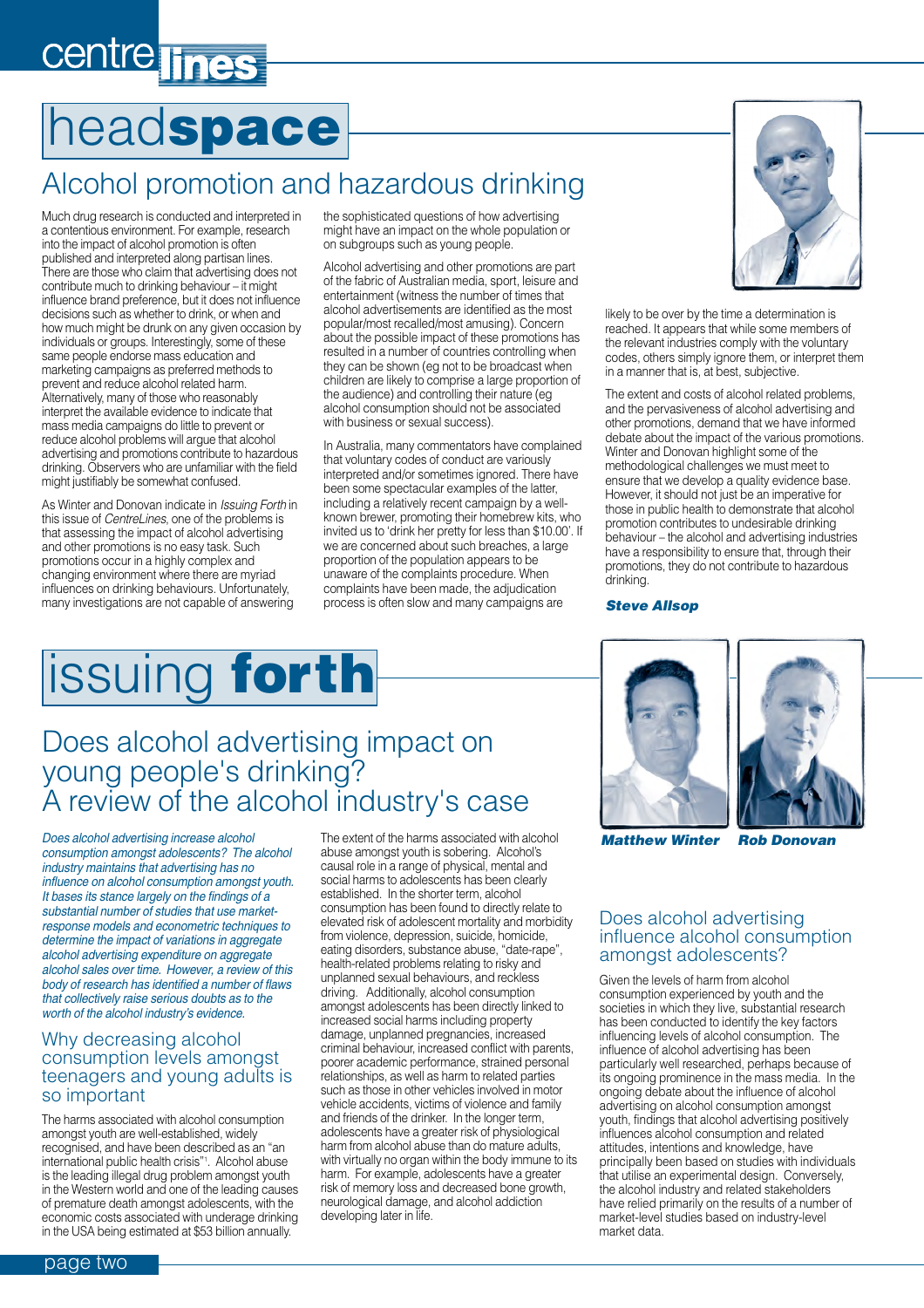# headspace

## Alcohol promotion and hazardous drinking

Much drug research is conducted and interpreted in a contentious environment. For example, research into the impact of alcohol promotion is often published and interpreted along partisan lines. There are those who claim that advertising does not contribute much to drinking behaviour – it might influence brand preference, but it does not influence decisions such as whether to drink, or when and how much might be drunk on any given occasion by individuals or groups. Interestingly, some of these same people endorse mass education and marketing campaigns as preferred methods to prevent and reduce alcohol related harm. Alternatively, many of those who reasonably interpret the available evidence to indicate that mass media campaigns do little to prevent or reduce alcohol problems will argue that alcohol advertising and promotions contribute to hazardous drinking. Observers who are unfamiliar with the field might justifiably be somewhat confused.

As Winter and Donovan indicate in *Issuing Forth* in this issue of *CentreLines*, one of the problems is that assessing the impact of alcohol advertising and other promotions is no easy task. Such promotions occur in a highly complex and changing environment where there are myriad influences on drinking behaviours. Unfortunately, many investigations are not capable of answering the sophisticated questions of how advertising might have an impact on the whole population or on subgroups such as young people.

Alcohol advertising and other promotions are part of the fabric of Australian media, sport, leisure and entertainment (witness the number of times that alcohol advertisements are identified as the most popular/most recalled/most amusing). Concern about the possible impact of these promotions has resulted in a number of countries controlling when they can be shown (eg not to be broadcast when children are likely to comprise a large proportion of the audience) and controlling their nature (eg alcohol consumption should not be associated with business or sexual success).

In Australia, many commentators have complained that voluntary codes of conduct are variously interpreted and/or sometimes ignored. There have been some spectacular examples of the latter, including a relatively recent campaign by a well-known brewer, promoting their homebrew kits, who invited us to 'drink her pretty for less than $10.00'. If we are concerned about such breaches, a large proportion of the population appears to be unaware of the complaints procedure. When complaints have been made, the adjudication process is often slow and many campaigns are likely to be over by the time a determination is reached. It appears that while some members of the relevant industries comply with the voluntary codes, others simply ignore them, or interpret them in a manner that is, at best, subjective.

The extent and costs of alcohol related problems, and the pervasiveness of alcohol advertising and other promotions, demand that we have informed debate about the impact of the various promotions. Winter and Donovan highlight some of the methodological challenges we must meet to ensure that we develop a quality evidence base. However, it should not just be an imperative for those in public health to demonstrate that alcohol promotion contributes to undesirable drinking behaviour – the alcohol and advertising industries have a responsibility to ensure that, through their promotions, they do not contribute to hazardous drinking.

***Steve Allsop***

# issuing forth

## Does alcohol advertising impact on young people's drinking? A review of the alcohol industry's case

***Matthew Winter     Rob Donovan***

*Does alcohol advertising increase alcohol consumption amongst adolescents? The alcohol industry maintains that advertising has no influence on alcohol consumption amongst youth. It bases its stance largely on the findings of a substantial number of studies that use market-response models and econometric techniques to determine the impact of variations in aggregate alcohol advertising expenditure on aggregate alcohol sales over time. However, a review of this body of research has identified a number of flaws that collectively raise serious doubts as to the worth of the alcohol industry's evidence.*

### Why decreasing alcohol consumption levels amongst teenagers and young adults is so important

The harms associated with alcohol consumption amongst youth are well-established, widely recognised, and have been described as an "an international public health crisis"[1]. Alcohol abuse is the leading illegal drug problem amongst youth in the Western world and one of the leading causes of premature death amongst adolescents, with the economic costs associated with underage drinking in the USA being estimated at $53 billion annually.

The extent of the harms associated with alcohol abuse amongst youth is sobering. Alcohol's causal role in a range of physical, mental and social harms to adolescents has been clearly established. In the shorter term, alcohol consumption has been found to directly relate to elevated risk of adolescent mortality and morbidity from violence, depression, suicide, homicide, eating disorders, substance abuse, "date-rape", health-related problems relating to risky and unplanned sexual behaviours, and reckless driving. Additionally, alcohol consumption amongst adolescents has been directly linked to increased social harms including property damage, unplanned pregnancies, increased criminal behaviour, increased conflict with parents, poorer academic performance, strained personal relationships, as well as harm to related parties such as those in other vehicles involved in motor vehicle accidents, victims of violence and family and friends of the drinker. In the longer term, adolescents have a greater risk of physiological harm from alcohol abuse than do mature adults, with virtually no organ within the body immune to its harm. For example, adolescents have a greater risk of memory loss and decreased bone growth, neurological damage, and alcohol addiction developing later in life.

### Does alcohol advertising influence alcohol consumption amongst adolescents?

Given the levels of harm from alcohol consumption experienced by youth and the societies in which they live, substantial research has been conducted to identify the key factors influencing levels of alcohol consumption. The influence of alcohol advertising has been particularly well researched, perhaps because of its ongoing prominence in the mass media. In the ongoing debate about the influence of alcohol advertising on alcohol consumption amongst youth, findings that alcohol advertising positively influences alcohol consumption and related attitudes, intentions and knowledge, have principally been based on studies with individuals that utilise an experimental design. Conversely, the alcohol industry and related stakeholders have relied primarily on the results of a number of market-level studies based on industry-level market data.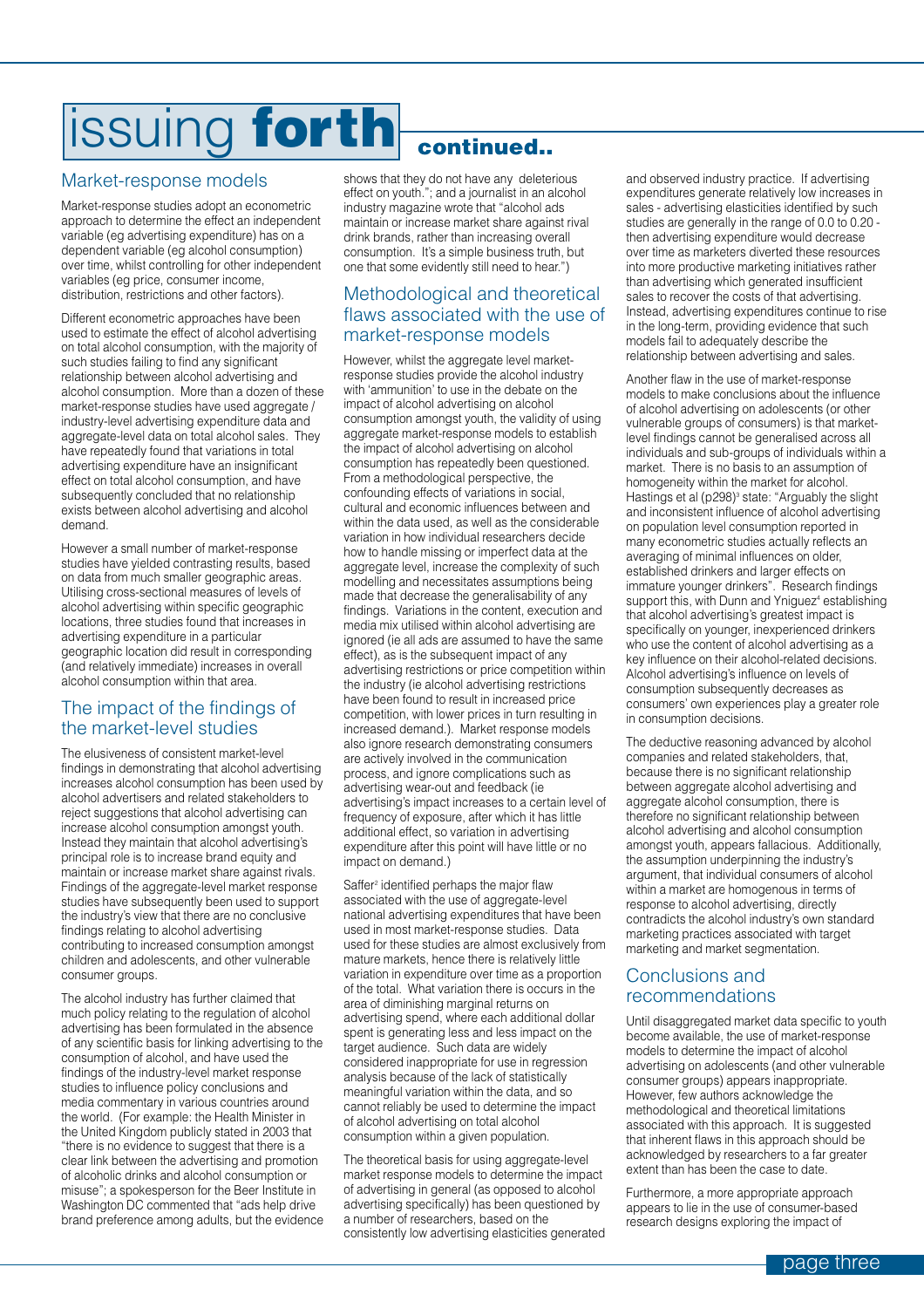# issuing forth continued..

## Market-response models

Market-response studies adopt an econometric approach to determine the effect an independent variable (eg advertising expenditure) has on a dependent variable (eg alcohol consumption) over time, whilst controlling for other independent variables (eg price, consumer income, distribution, restrictions and other factors).

Different econometric approaches have been used to estimate the effect of alcohol advertising on total alcohol consumption, with the majority of such studies failing to find any significant relationship between alcohol advertising and alcohol consumption. More than a dozen of these market-response studies have used aggregate / industry-level advertising expenditure data and aggregate-level data on total alcohol sales. They have repeatedly found that variations in total advertising expenditure have an insignificant effect on total alcohol consumption, and have subsequently concluded that no relationship exists between alcohol advertising and alcohol demand.

However a small number of market-response studies have yielded contrasting results, based on data from much smaller geographic areas. Utilising cross-sectional measures of levels of alcohol advertising within specific geographic locations, three studies found that increases in advertising expenditure in a particular geographic location did result in corresponding (and relatively immediate) increases in overall alcohol consumption within that area.

## The impact of the findings of the market-level studies

The elusiveness of consistent market-level findings in demonstrating that alcohol advertising increases alcohol consumption has been used by alcohol advertisers and related stakeholders to reject suggestions that alcohol advertising can increase alcohol consumption amongst youth. Instead they maintain that alcohol advertising's principal role is to increase brand equity and maintain or increase market share against rivals. Findings of the aggregate-level market response studies have subsequently been used to support the industry's view that there are no conclusive findings relating to alcohol advertising contributing to increased consumption amongst children and adolescents, and other vulnerable consumer groups.

The alcohol industry has further claimed that much policy relating to the regulation of alcohol advertising has been formulated in the absence of any scientific basis for linking advertising to the consumption of alcohol, and have used the findings of the industry-level market response studies to influence policy conclusions and media commentary in various countries around the world. (For example: the Health Minister in the United Kingdom publicly stated in 2003 that "there is no evidence to suggest that there is a clear link between the advertising and promotion of alcoholic drinks and alcohol consumption or misuse"; a spokesperson for the Beer Institute in Washington DC commented that "ads help drive brand preference among adults, but the evidence shows that they do not have any deleterious effect on youth."; and a journalist in an alcohol industry magazine wrote that "alcohol ads maintain or increase market share against rival drink brands, rather than increasing overall consumption. It's a simple business truth, but one that some evidently still need to hear.")

## Methodological and theoretical flaws associated with the use of market-response models

However, whilst the aggregate level market-response studies provide the alcohol industry with 'ammunition' to use in the debate on the impact of alcohol advertising on alcohol consumption amongst youth, the validity of using aggregate market-response models to establish the impact of alcohol advertising on alcohol consumption has repeatedly been questioned. From a methodological perspective, the confounding effects of variations in social, cultural and economic influences between and within the data used, as well as the considerable variation in how individual researchers decide how to handle missing or imperfect data at the aggregate level, increase the complexity of such modelling and necessitates assumptions being made that decrease the generalisability of any findings. Variations in the content, execution and media mix utilised within alcohol advertising are ignored (ie all ads are assumed to have the same effect), as is the subsequent impact of any advertising restrictions or price competition within the industry (ie alcohol advertising restrictions have been found to result in increased price competition, with lower prices in turn resulting in increased demand.). Market response models also ignore research demonstrating consumers are actively involved in the communication process, and ignore complications such as advertising wear-out and feedback (ie advertising's impact increases to a certain level of frequency of exposure, after which it has little additional effect, so variation in advertising expenditure after this point will have little or no impact on demand.)

Saffer[2] identified perhaps the major flaw associated with the use of aggregate-level national advertising expenditures that have been used in most market-response studies. Data used for these studies are almost exclusively from mature markets, hence there is relatively little variation in expenditure over time as a proportion of the total. What variation there is occurs in the area of diminishing marginal returns on advertising spend, where each additional dollar spent is generating less and less impact on the target audience. Such data are widely considered inappropriate for use in regression analysis because of the lack of statistically meaningful variation within the data, and so cannot reliably be used to determine the impact of alcohol advertising on total alcohol consumption within a given population.

The theoretical basis for using aggregate-level market response models to determine the impact of advertising in general (as opposed to alcohol advertising specifically) has been questioned by a number of researchers, based on the consistently low advertising elasticities generated and observed industry practice. If advertising expenditures generate relatively low increases in sales - advertising elasticities identified by such studies are generally in the range of 0.0 to 0.20 - then advertising expenditure would decrease over time as marketers diverted these resources into more productive marketing initiatives rather than advertising which generated insufficient sales to recover the costs of that advertising. Instead, advertising expenditures continue to rise in the long-term, providing evidence that such models fail to adequately describe the relationship between advertising and sales.

Another flaw in the use of market-response models to make conclusions about the influence of alcohol advertising on adolescents (or other vulnerable groups of consumers) is that market-level findings cannot be generalised across all individuals and sub-groups of individuals within a market. There is no basis to an assumption of homogeneity within the market for alcohol. Hastings et al (p298)[3] state: "Arguably the slight and inconsistent influence of alcohol advertising on population level consumption reported in many econometric studies actually reflects an averaging of minimal influences on older, established drinkers and larger effects on immature younger drinkers". Research findings support this, with Dunn and Yniguez[4] establishing that alcohol advertising's greatest impact is specifically on younger, inexperienced drinkers who use the content of alcohol advertising as a key influence on their alcohol-related decisions. Alcohol advertising's influence on levels of consumption subsequently decreases as consumers' own experiences play a greater role in consumption decisions.

The deductive reasoning advanced by alcohol companies and related stakeholders, that, because there is no significant relationship between aggregate alcohol advertising and aggregate alcohol consumption, there is therefore no significant relationship between alcohol advertising and alcohol consumption amongst youth, appears fallacious. Additionally, the assumption underpinning the industry's argument, that individual consumers of alcohol within a market are homogenous in terms of response to alcohol advertising, directly contradicts the alcohol industry's own standard marketing practices associated with target marketing and market segmentation.

## Conclusions and recommendations

Until disaggregated market data specific to youth become available, the use of market-response models to determine the impact of alcohol advertising on adolescents (and other vulnerable consumer groups) appears inappropriate. However, few authors acknowledge the methodological and theoretical limitations associated with this approach. It is suggested that inherent flaws in this approach should be acknowledged by researchers to a far greater extent than has been the case to date.

Furthermore, a more appropriate approach appears to lie in the use of consumer-based research designs exploring the impact of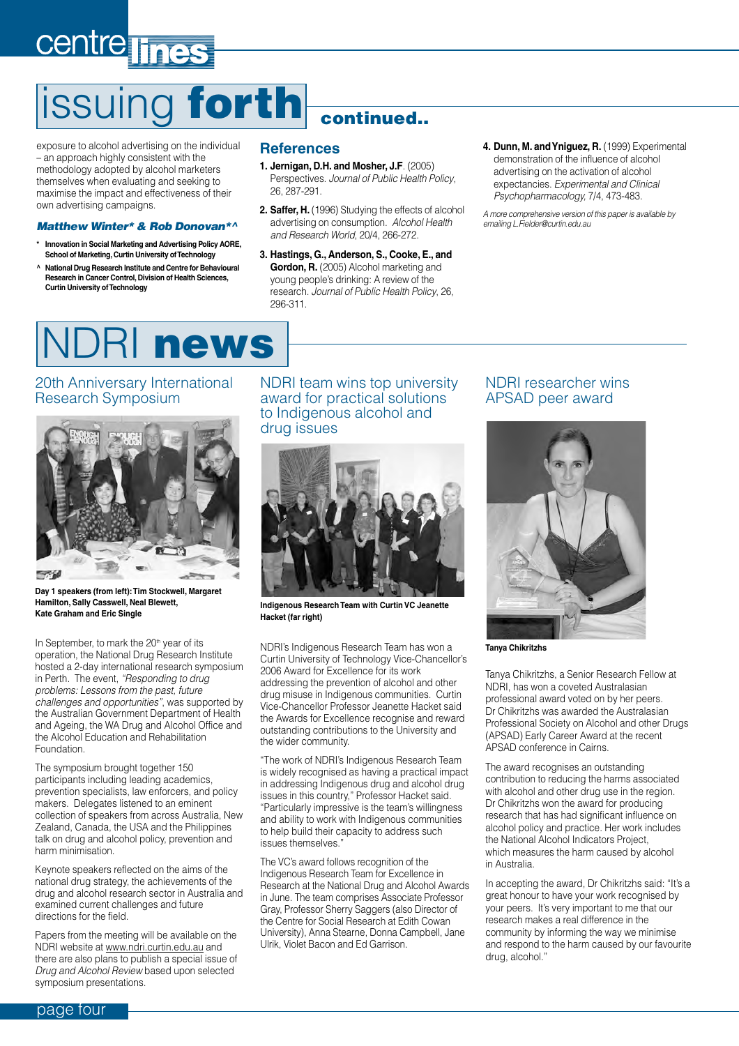# issuing **forth** continued..

exposure to alcohol advertising on the individual – an approach highly consistent with the methodology adopted by alcohol marketers themselves when evaluating and seeking to maximise the impact and effectiveness of their own advertising campaigns.

***Matthew Winter* & Rob Donovan*^***

**\* Innovation in Social Marketing and Advertising Policy AORE, School of Marketing, Curtin University of Technology**

**^ National Drug Research Institute and Centre for Behavioural Research in Cancer Control, Division of Health Sciences, Curtin University of Technology**

## References

1. **Jernigan, D.H. and Mosher, J.F**. (2005) Perspectives. *Journal of Public Health Policy*, 26, 287-291.
2. **Saffer, H.** (1996) Studying the effects of alcohol advertising on consumption. *Alcohol Health and Research World*, 20/4, 266-272.
3. **Hastings, G., Anderson, S., Cooke, E., and Gordon, R.** (2005) Alcohol marketing and young people's drinking: A review of the research. *Journal of Public Health Policy*, 26, 296-311.
4. **Dunn, M. and Yniguez, R.** (1999) Experimental demonstration of the influence of alcohol advertising on the activation of alcohol expectancies. *Experimental and Clinical Psychopharmacology*, 7/4, 473-483.

*A more comprehensive version of this paper is available by emailing L.Fielder@curtin.edu.au*

# NDRI **news**

## 20th Anniversary International Research Symposium

**Day 1 speakers (from left): Tim Stockwell, Margaret Hamilton, Sally Casswell, Neal Blewett, Kate Graham and Eric Single**

In September, to mark the 20th year of its operation, the National Drug Research Institute hosted a 2-day international research symposium in Perth. The event, *"Responding to drug problems: Lessons from the past, future challenges and opportunities"*, was supported by the Australian Government Department of Health and Ageing, the WA Drug and Alcohol Office and the Alcohol Education and Rehabilitation Foundation.

The symposium brought together 150 participants including leading academics, prevention specialists, law enforcers, and policy makers. Delegates listened to an eminent collection of speakers from across Australia, New Zealand, Canada, the USA and the Philippines talk on drug and alcohol policy, prevention and harm minimisation.

Keynote speakers reflected on the aims of the national drug strategy, the achievements of the drug and alcohol research sector in Australia and examined current challenges and future directions for the field.

Papers from the meeting will be available on the NDRI website at www.ndri.curtin.edu.au and there are also plans to publish a special issue of *Drug and Alcohol Review* based upon selected symposium presentations.

## NDRI team wins top university award for practical solutions to Indigenous alcohol and drug issues

**Indigenous Research Team with Curtin VC Jeanette Hacket (far right)**

NDRI's Indigenous Research Team has won a Curtin University of Technology Vice-Chancellor's 2006 Award for Excellence for its work addressing the prevention of alcohol and other drug misuse in Indigenous communities. Curtin Vice-Chancellor Professor Jeanette Hacket said the Awards for Excellence recognise and reward outstanding contributions to the University and the wider community.

"The work of NDRI's Indigenous Research Team is widely recognised as having a practical impact in addressing Indigenous drug and alcohol drug issues in this country," Professor Hacket said. "Particularly impressive is the team's willingness and ability to work with Indigenous communities to help build their capacity to address such issues themselves."

The VC's award follows recognition of the Indigenous Research Team for Excellence in Research at the National Drug and Alcohol Awards in June. The team comprises Associate Professor Gray, Professor Sherry Saggers (also Director of the Centre for Social Research at Edith Cowan University), Anna Stearne, Donna Campbell, Jane Ulrik, Violet Bacon and Ed Garrison.

## NDRI researcher wins APSAD peer award

**Tanya Chikritzhs**

Tanya Chikritzhs, a Senior Research Fellow at NDRI, has won a coveted Australasian professional award voted on by her peers. Dr Chikritzhs was awarded the Australasian Professional Society on Alcohol and other Drugs (APSAD) Early Career Award at the recent APSAD conference in Cairns.

The award recognises an outstanding contribution to reducing the harms associated with alcohol and other drug use in the region. Dr Chikritzhs won the award for producing research that has had significant influence on alcohol policy and practice. Her work includes the National Alcohol Indicators Project, which measures the harm caused by alcohol in Australia.

In accepting the award, Dr Chikritzhs said: "It's a great honour to have your work recognised by your peers. It's very important to me that our research makes a real difference in the community by informing the way we minimise and respond to the harm caused by our favourite drug, alcohol."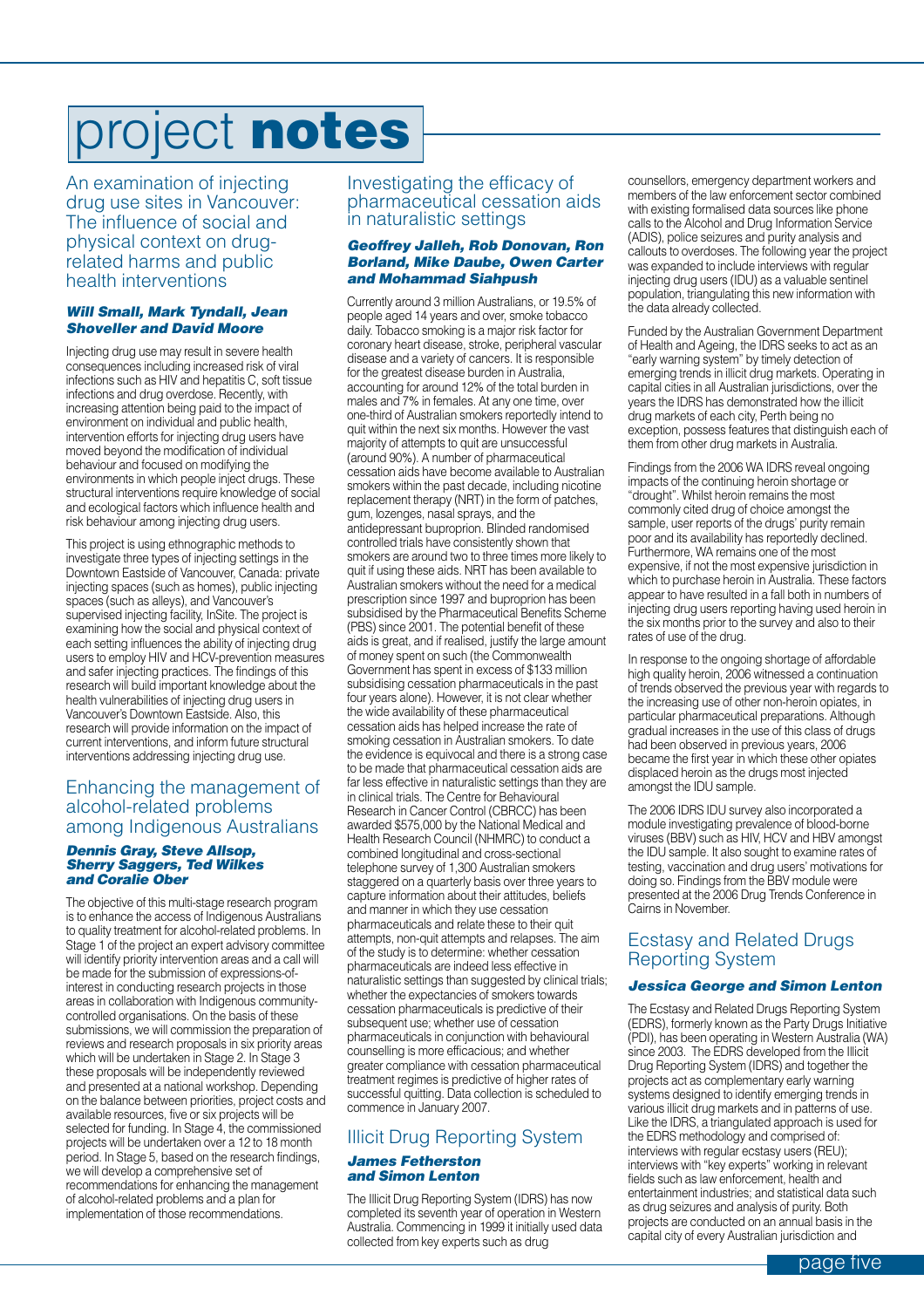# project notes

## An examination of injecting drug use sites in Vancouver: The influence of social and physical context on drug-related harms and public health interventions

***Will Small, Mark Tyndall, Jean Shoveller and David Moore***

Injecting drug use may result in severe health consequences including increased risk of viral infections such as HIV and hepatitis C, soft tissue infections and drug overdose. Recently, with increasing attention being paid to the impact of environment on individual and public health, intervention efforts for injecting drug users have moved beyond the modification of individual behaviour and focused on modifying the environments in which people inject drugs. These structural interventions require knowledge of social and ecological factors which influence health and risk behaviour among injecting drug users.

This project is using ethnographic methods to investigate three types of injecting settings in the Downtown Eastside of Vancouver, Canada: private injecting spaces (such as homes), public injecting spaces (such as alleys), and Vancouver's supervised injecting facility, InSite. The project is examining how the social and physical context of each setting influences the ability of injecting drug users to employ HIV and HCV-prevention measures and safer injecting practices. The findings of this research will build important knowledge about the health vulnerabilities of injecting drug users in Vancouver's Downtown Eastside. Also, this research will provide information on the impact of current interventions, and inform future structural interventions addressing injecting drug use.

## Enhancing the management of alcohol-related problems among Indigenous Australians

***Dennis Gray, Steve Allsop, Sherry Saggers, Ted Wilkes and Coralie Ober***

The objective of this multi-stage research program is to enhance the access of Indigenous Australians to quality treatment for alcohol-related problems. In Stage 1 of the project an expert advisory committee will identify priority intervention areas and a call will be made for the submission of expressions-of-interest in conducting research projects in those areas in collaboration with Indigenous community-controlled organisations. On the basis of these submissions, we will commission the preparation of reviews and research proposals in six priority areas which will be undertaken in Stage 2. In Stage 3 these proposals will be independently reviewed and presented at a national workshop. Depending on the balance between priorities, project costs and available resources, five or six projects will be selected for funding. In Stage 4, the commissioned projects will be undertaken over a 12 to 18 month period. In Stage 5, based on the research findings, we will develop a comprehensive set of recommendations for enhancing the management of alcohol-related problems and a plan for implementation of those recommendations.

## Investigating the efficacy of pharmaceutical cessation aids in naturalistic settings

***Geoffrey Jalleh, Rob Donovan, Ron Borland, Mike Daube, Owen Carter and Mohammad Siahpush***

Currently around 3 million Australians, or 19.5% of people aged 14 years and over, smoke tobacco daily. Tobacco smoking is a major risk factor for coronary heart disease, stroke, peripheral vascular disease and a variety of cancers. It is responsible for the greatest disease burden in Australia, accounting for around 12% of the total burden in males and 7% in females. At any one time, over one-third of Australian smokers reportedly intend to quit within the next six months. However the vast majority of attempts to quit are unsuccessful (around 90%). A number of pharmaceutical cessation aids have become available to Australian smokers within the past decade, including nicotine replacement therapy (NRT) in the form of patches, gum, lozenges, nasal sprays, and the antidepressant buproprion. Blinded randomised controlled trials have consistently shown that smokers are around two to three times more likely to quit if using these aids. NRT has been available to Australian smokers without the need for a medical prescription since 1997 and buproprion has been subsidised by the Pharmaceutical Benefits Scheme (PBS) since 2001. The potential benefit of these aids is great, and if realised, justify the large amount of money spent on such (the Commonwealth Government has spent in excess of $133 million subsidising cessation pharmaceuticals in the past four years alone). However, it is not clear whether the wide availability of these pharmaceutical cessation aids has helped increase the rate of smoking cessation in Australian smokers. To date the evidence is equivocal and there is a strong case to be made that pharmaceutical cessation aids are far less effective in naturalistic settings than they are in clinical trials. The Centre for Behavioural Research in Cancer Control (CBRCC) has been awarded $575,000 by the National Medical and Health Research Council (NHMRC) to conduct a combined longitudinal and cross-sectional telephone survey of 1,300 Australian smokers staggered on a quarterly basis over three years to capture information about their attitudes, beliefs and manner in which they use cessation pharmaceuticals and relate these to their quit attempts, non-quit attempts and relapses. The aim of the study is to determine: whether cessation pharmaceuticals are indeed less effective in naturalistic settings than suggested by clinical trials; whether the expectancies of smokers towards cessation pharmaceuticals is predictive of their subsequent use; whether use of cessation pharmaceuticals in conjunction with behavioural counselling is more efficacious; and whether greater compliance with cessation pharmaceutical treatment regimes is predictive of higher rates of successful quitting. Data collection is scheduled to commence in January 2007.

## Illicit Drug Reporting System

***James Fetherston and Simon Lenton***

The Illicit Drug Reporting System (IDRS) has now completed its seventh year of operation in Western Australia. Commencing in 1999 it initially used data collected from key experts such as drug counsellors, emergency department workers and members of the law enforcement sector combined with existing formalised data sources like phone calls to the Alcohol and Drug Information Service (ADIS), police seizures and purity analysis and callouts to overdoses. The following year the project was expanded to include interviews with regular injecting drug users (IDU) as a valuable sentinel population, triangulating this new information with the data already collected.

Funded by the Australian Government Department of Health and Ageing, the IDRS seeks to act as an "early warning system" by timely detection of emerging trends in illicit drug markets. Operating in capital cities in all Australian jurisdictions, over the years the IDRS has demonstrated how the illicit drug markets of each city, Perth being no exception, possess features that distinguish each of them from other drug markets in Australia.

Findings from the 2006 WA IDRS reveal ongoing impacts of the continuing heroin shortage or "drought". Whilst heroin remains the most commonly cited drug of choice amongst the sample, user reports of the drugs' purity remain poor and its availability has reportedly declined. Furthermore, WA remains one of the most expensive, if not the most expensive jurisdiction in which to purchase heroin in Australia. These factors appear to have resulted in a fall both in numbers of injecting drug users reporting having used heroin in the six months prior to the survey and also to their rates of use of the drug.

In response to the ongoing shortage of affordable high quality heroin, 2006 witnessed a continuation of trends observed the previous year with regards to the increasing use of other non-heroin opiates, in particular pharmaceutical preparations. Although gradual increases in the use of this class of drugs had been observed in previous years, 2006 became the first year in which these other opiates displaced heroin as the drugs most injected amongst the IDU sample.

The 2006 IDRS IDU survey also incorporated a module investigating prevalence of blood-borne viruses (BBV) such as HIV, HCV and HBV amongst the IDU sample. It also sought to examine rates of testing, vaccination and drug users' motivations for doing so. Findings from the BBV module were presented at the 2006 Drug Trends Conference in Cairns in November.

## Ecstasy and Related Drugs Reporting System

***Jessica George and Simon Lenton***

The Ecstasy and Related Drugs Reporting System (EDRS), formerly known as the Party Drugs Initiative (PDI), has been operating in Western Australia (WA) since 2003. The EDRS developed from the Illicit Drug Reporting System (IDRS) and together the projects act as complementary early warning systems designed to identify emerging trends in various illicit drug markets and in patterns of use. Like the IDRS, a triangulated approach is used for the EDRS methodology and comprised of: interviews with regular ecstasy users (REU); interviews with "key experts" working in relevant fields such as law enforcement, health and entertainment industries; and statistical data such as drug seizures and analysis of purity. Both projects are conducted on an annual basis in the capital city of every Australian jurisdiction and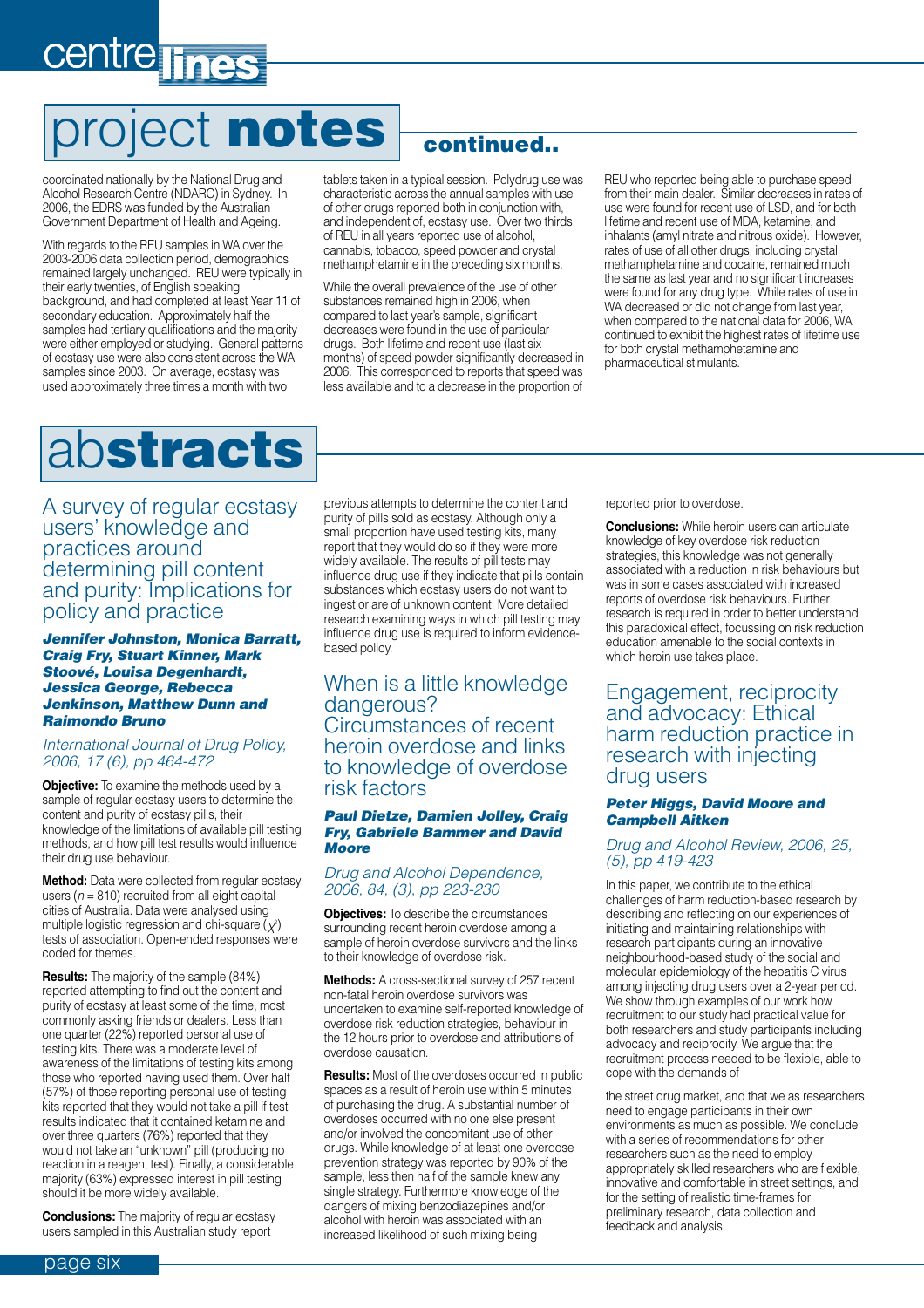# project **notes** continued..

coordinated nationally by the National Drug and Alcohol Research Centre (NDARC) in Sydney. In 2006, the EDRS was funded by the Australian Government Department of Health and Ageing.

With regards to the REU samples in WA over the 2003-2006 data collection period, demographics remained largely unchanged. REU were typically in their early twenties, of English speaking background, and had completed at least Year 11 of secondary education. Approximately half the samples had tertiary qualifications and the majority were either employed or studying. General patterns of ecstasy use were also consistent across the WA samples since 2003. On average, ecstasy was used approximately three times a month with two tablets taken in a typical session. Polydrug use was characteristic across the annual samples with use of other drugs reported both in conjunction with, and independent of, ecstasy use. Over two thirds of REU in all years reported use of alcohol, cannabis, tobacco, speed powder and crystal methamphetamine in the preceding six months.

While the overall prevalence of the use of other substances remained high in 2006, when compared to last year's sample, significant decreases were found in the use of particular drugs. Both lifetime and recent use (last six months) of speed powder significantly decreased in 2006. This corresponded to reports that speed was less available and to a decrease in the proportion of REU who reported being able to purchase speed from their main dealer. Similar decreases in rates of use were found for recent use of LSD, and for both lifetime and recent use of MDA, ketamine, and inhalants (amyl nitrate and nitrous oxide). However, rates of use of all other drugs, including crystal methamphetamine and cocaine, remained much the same as last year and no significant increases were found for any drug type. While rates of use in WA decreased or did not change from last year, when compared to the national data for 2006, WA continued to exhibit the highest rates of lifetime use for both crystal methamphetamine and pharmaceutical stimulants.

# ab**stracts**

## A survey of regular ecstasy users' knowledge and practices around determining pill content and purity: Implications for policy and practice

***Jennifer Johnston, Monica Barratt, Craig Fry, Stuart Kinner, Mark Stoové, Louisa Degenhardt, Jessica George, Rebecca Jenkinson, Matthew Dunn and Raimondo Bruno***

*International Journal of Drug Policy, 2006, 17 (6), pp 464-472*

**Objective:** To examine the methods used by a sample of regular ecstasy users to determine the content and purity of ecstasy pills, their knowledge of the limitations of available pill testing methods, and how pill test results would influence their drug use behaviour.

**Method:** Data were collected from regular ecstasy users ($n$ = 810) recruited from all eight capital cities of Australia. Data were analysed using multiple logistic regression and chi-square ($\chi^2$) tests of association. Open-ended responses were coded for themes.

**Results:** The majority of the sample (84%) reported attempting to find out the content and purity of ecstasy at least some of the time, most commonly asking friends or dealers. Less than one quarter (22%) reported personal use of testing kits. There was a moderate level of awareness of the limitations of testing kits among those who reported having used them. Over half (57%) of those reporting personal use of testing kits reported that they would not take a pill if test results indicated that it contained ketamine and over three quarters (76%) reported that they would not take an "unknown" pill (producing no reaction in a reagent test). Finally, a considerable majority (63%) expressed interest in pill testing should it be more widely available.

**Conclusions:** The majority of regular ecstasy users sampled in this Australian study report previous attempts to determine the content and purity of pills sold as ecstasy. Although only a small proportion have used testing kits, many report that they would do so if they were more widely available. The results of pill tests may influence drug use if they indicate that pills contain substances which ecstasy users do not want to ingest or are of unknown content. More detailed research examining ways in which pill testing may influence drug use is required to inform evidence-based policy.

## When is a little knowledge dangerous? Circumstances of recent heroin overdose and links to knowledge of overdose risk factors

***Paul Dietze, Damien Jolley, Craig Fry, Gabriele Bammer and David Moore***

*Drug and Alcohol Dependence, 2006, 84, (3), pp 223-230*

**Objectives:** To describe the circumstances surrounding recent heroin overdose among a sample of heroin overdose survivors and the links to their knowledge of overdose risk.

**Methods:** A cross-sectional survey of 257 recent non-fatal heroin overdose survivors was undertaken to examine self-reported knowledge of overdose risk reduction strategies, behaviour in the 12 hours prior to overdose and attributions of overdose causation.

**Results:** Most of the overdoses occurred in public spaces as a result of heroin use within 5 minutes of purchasing the drug. A substantial number of overdoses occurred with no one else present and/or involved the concomitant use of other drugs. While knowledge of at least one overdose prevention strategy was reported by 90% of the sample, less then half of the sample knew any single strategy. Furthermore knowledge of the dangers of mixing benzodiazepines and/or alcohol with heroin was associated with an increased likelihood of such mixing being reported prior to overdose.

**Conclusions:** While heroin users can articulate knowledge of key overdose risk reduction strategies, this knowledge was not generally associated with a reduction in risk behaviours but was in some cases associated with increased reports of overdose risk behaviours. Further research is required in order to better understand this paradoxical effect, focussing on risk reduction education amenable to the social contexts in which heroin use takes place.

## Engagement, reciprocity and advocacy: Ethical harm reduction practice in research with injecting drug users

***Peter Higgs, David Moore and Campbell Aitken***

*Drug and Alcohol Review, 2006, 25, (5), pp 419-423*

In this paper, we contribute to the ethical challenges of harm reduction-based research by describing and reflecting on our experiences of initiating and maintaining relationships with research participants during an innovative neighbourhood-based study of the social and molecular epidemiology of the hepatitis C virus among injecting drug users over a 2-year period. We show through examples of our work how recruitment to our study had practical value for both researchers and study participants including advocacy and reciprocity. We argue that the recruitment process needed to be flexible, able to cope with the demands of the street drug market, and that we as researchers need to engage participants in their own environments as much as possible. We conclude with a series of recommendations for other researchers such as the need to employ appropriately skilled researchers who are flexible, innovative and comfortable in street settings, and for the setting of realistic time-frames for preliminary research, data collection and feedback and analysis.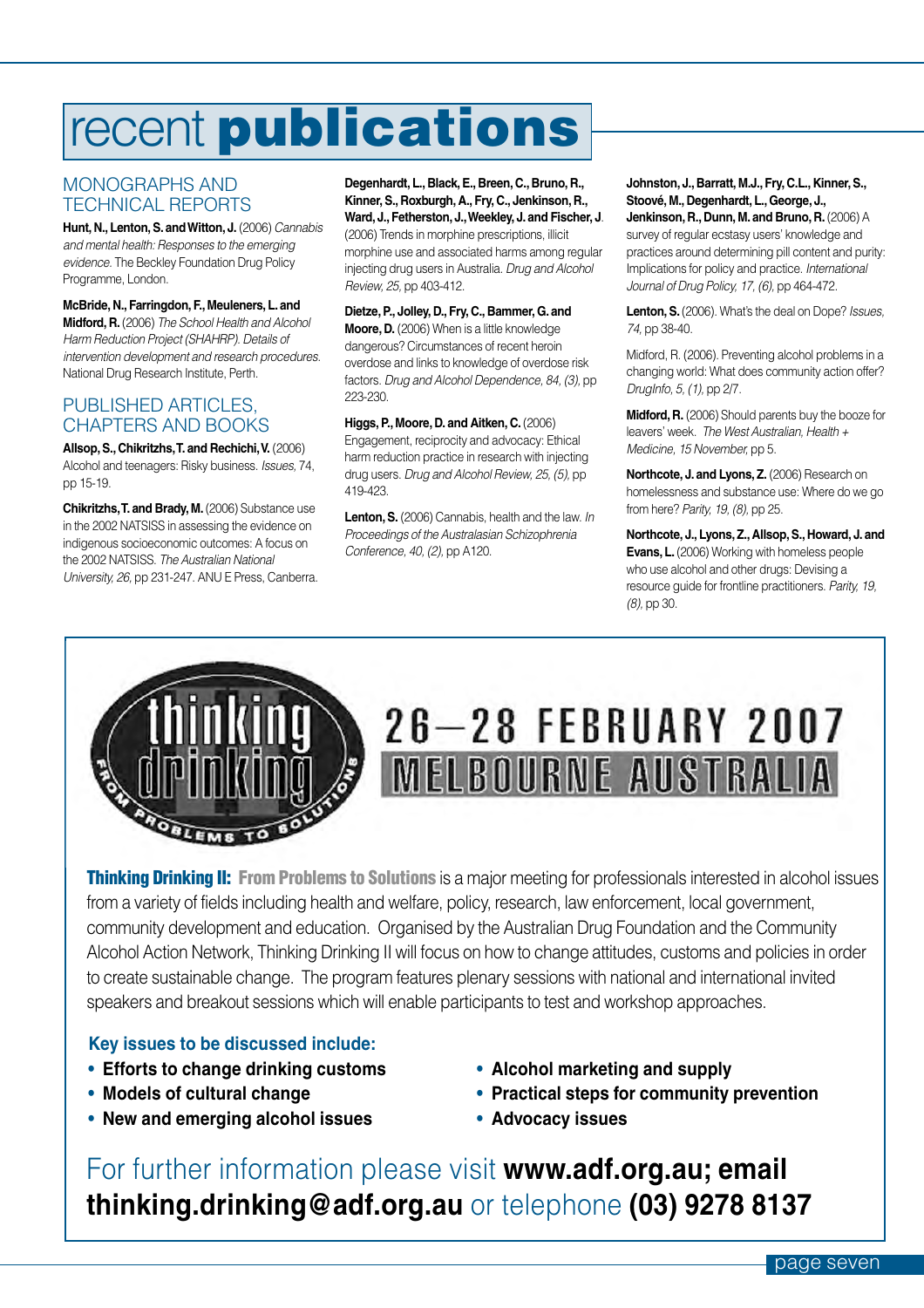# recent **publications**

## MONOGRAPHS AND TECHNICAL REPORTS

**Hunt, N., Lenton, S. and Witton, J.** (2006) *Cannabis and mental health: Responses to the emerging evidence.* The Beckley Foundation Drug Policy Programme, London.

**McBride, N., Farringdon, F., Meuleners, L. and Midford, R.** (2006) *The School Health and Alcohol Harm Reduction Project (SHAHRP). Details of intervention development and research procedures.* National Drug Research Institute, Perth.

## PUBLISHED ARTICLES, CHAPTERS AND BOOKS

**Allsop, S., Chikritzhs, T. and Rechichi, V.** (2006) Alcohol and teenagers: Risky business. *Issues,* 74, pp 15-19.

**Chikritzhs, T. and Brady, M.** (2006) Substance use in the 2002 NATSISS in assessing the evidence on indigenous socioeconomic outcomes: A focus on the 2002 NATSISS. *The Australian National University, 26,* pp 231-247. ANU E Press, Canberra.

**Degenhardt, L., Black, E., Breen, C., Bruno, R., Kinner, S., Roxburgh, A., Fry, C., Jenkinson, R., Ward, J., Fetherston, J., Weekley, J. and Fischer, J.** (2006) Trends in morphine prescriptions, illicit morphine use and associated harms among regular injecting drug users in Australia. *Drug and Alcohol Review, 25,* pp 403-412.

**Dietze, P., Jolley, D., Fry, C., Bammer, G. and Moore, D.** (2006) When is a little knowledge dangerous? Circumstances of recent heroin overdose and links to knowledge of overdose risk factors. *Drug and Alcohol Dependence, 84, (3),* pp 223-230.

**Higgs, P., Moore, D. and Aitken, C.** (2006) Engagement, reciprocity and advocacy: Ethical harm reduction practice in research with injecting drug users. *Drug and Alcohol Review, 25, (5),* pp 419-423.

**Lenton, S.** (2006) Cannabis, health and the law. *In Proceedings of the Australasian Schizophrenia Conference, 40, (2),* pp A120.

**Johnston, J., Barratt, M.J., Fry, C.L., Kinner, S., Stoové, M., Degenhardt, L., George, J., Jenkinson, R., Dunn, M. and Bruno, R.** (2006) A survey of regular ecstasy users' knowledge and practices around determining pill content and purity: Implications for policy and practice. *International Journal of Drug Policy, 17, (6),* pp 464-472.

**Lenton, S.** (2006). What's the deal on Dope? *Issues, 74,* pp 38-40.

Midford, R. (2006). Preventing alcohol problems in a changing world: What does community action offer? *DrugInfo, 5, (1),* pp 2/7.

**Midford, R.** (2006) Should parents buy the booze for leavers' week. *The West Australian, Health + Medicine, 15 November,* pp 5.

**Northcote, J. and Lyons, Z.** (2006) Research on homelessness and substance use: Where do we go from here? *Parity, 19, (8),* pp 25.

**Northcote, J., Lyons, Z., Allsop, S., Howard, J. and Evans, L.** (2006) Working with homeless people who use alcohol and other drugs: Devising a resource guide for frontline practitioners. *Parity, 19, (8),* pp 30.

---

thinking drinking — FROM PROBLEMS TO SOLUTIONS

**26–28 FEBRUARY 2007**
**MELBOURNE AUSTRALIA**

**Thinking Drinking II: From Problems to Solutions** is a major meeting for professionals interested in alcohol issues from a variety of fields including health and welfare, policy, research, law enforcement, local government, community development and education. Organised by the Australian Drug Foundation and the Community Alcohol Action Network, Thinking Drinking II will focus on how to change attitudes, customs and policies in order to create sustainable change. The program features plenary sessions with national and international invited speakers and breakout sessions which will enable participants to test and workshop approaches.

**Key issues to be discussed include:**

- **Efforts to change drinking customs**
- **Models of cultural change**
- **New and emerging alcohol issues**
- **Alcohol marketing and supply**
- **Practical steps for community prevention**
- **Advocacy issues**

For further information please visit **www.adf.org.au; email thinking.drinking@adf.org.au** or telephone **(03) 9278 8137**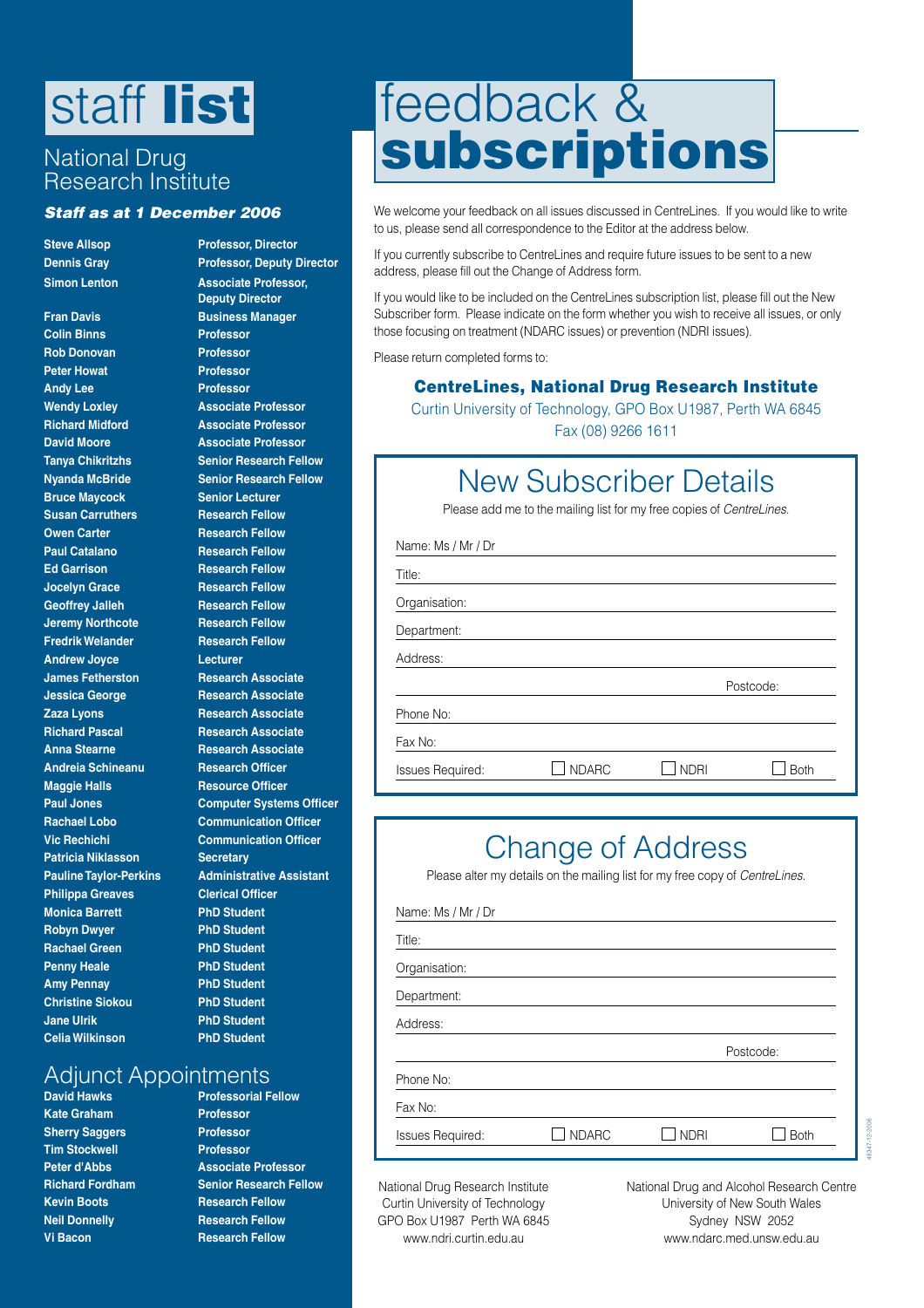# staff **list**

## National Drug Research Institute

***Staff as at 1 December 2006***

| | |
|---|---|
| **Steve Allsop** | **Professor, Director** |
| **Dennis Gray** | **Professor, Deputy Director** |
| **Simon Lenton** | **Associate Professor, Deputy Director** |
| **Fran Davis** | **Business Manager** |
| **Colin Binns** | **Professor** |
| **Rob Donovan** | **Professor** |
| **Peter Howat** | **Professor** |
| **Andy Lee** | **Professor** |
| **Wendy Loxley** | **Associate Professor** |
| **Richard Midford** | **Associate Professor** |
| **David Moore** | **Associate Professor** |
| **Tanya Chikritzhs** | **Senior Research Fellow** |
| **Nyanda McBride** | **Senior Research Fellow** |
| **Bruce Maycock** | **Senior Lecturer** |
| **Susan Carruthers** | **Research Fellow** |
| **Owen Carter** | **Research Fellow** |
| **Paul Catalano** | **Research Fellow** |
| **Ed Garrison** | **Research Fellow** |
| **Jocelyn Grace** | **Research Fellow** |
| **Geoffrey Jalleh** | **Research Fellow** |
| **Jeremy Northcote** | **Research Fellow** |
| **Fredrik Welander** | **Research Fellow** |
| **Andrew Joyce** | **Lecturer** |
| **James Fetherston** | **Research Associate** |
| **Jessica George** | **Research Associate** |
| **Zaza Lyons** | **Research Associate** |
| **Richard Pascal** | **Research Associate** |
| **Anna Stearne** | **Research Associate** |
| **Andreia Schineanu** | **Research Officer** |
| **Maggie Halls** | **Resource Officer** |
| **Paul Jones** | **Computer Systems Officer** |
| **Rachael Lobo** | **Communication Officer** |
| **Vic Rechichi** | **Communication Officer** |
| **Patricia Niklasson** | **Secretary** |
| **Pauline Taylor-Perkins** | **Administrative Assistant** |
| **Philippa Greaves** | **Clerical Officer** |
| **Monica Barrett** | **PhD Student** |
| **Robyn Dwyer** | **PhD Student** |
| **Rachael Green** | **PhD Student** |
| **Penny Heale** | **PhD Student** |
| **Amy Pennay** | **PhD Student** |
| **Christine Siokou** | **PhD Student** |
| **Jane Ulrik** | **PhD Student** |
| **Celia Wilkinson** | **PhD Student** |

## Adjunct Appointments

| | |
|---|---|
| **David Hawks** | **Professorial Fellow** |
| **Kate Graham** | **Professor** |
| **Sherry Saggers** | **Professor** |
| **Tim Stockwell** | **Professor** |
| **Peter d'Abbs** | **Associate Professor** |
| **Richard Fordham** | **Senior Research Fellow** |
| **Kevin Boots** | **Research Fellow** |
| **Neil Donnelly** | **Research Fellow** |
| **Vi Bacon** | **Research Fellow** |

# feedback & **subscriptions**

We welcome your feedback on all issues discussed in CentreLines. If you would like to write to us, please send all correspondence to the Editor at the address below.

If you currently subscribe to CentreLines and require future issues to be sent to a new address, please fill out the Change of Address form.

If you would like to be included on the CentreLines subscription list, please fill out the New Subscriber form. Please indicate on the form whether you wish to receive all issues, or only those focusing on treatment (NDARC issues) or prevention (NDRI issues).

Please return completed forms to:

**CentreLines, National Drug Research Institute**
Curtin University of Technology, GPO Box U1987, Perth WA 6845
Fax (08) 9266 1611

## New Subscriber Details

Please add me to the mailing list for my free copies of *CentreLines*.

Name: Ms / Mr / Dr

Title:

Organisation:

Department:

Address:

Postcode:

Phone No:

Fax No:

Issues Required: ☐ NDARC ☐ NDRI ☐ Both

## Change of Address

Please alter my details on the mailing list for my free copy of *CentreLines*.

Name: Ms / Mr / Dr

Title:

Organisation:

Department:

Address:

Postcode:

Phone No:

Fax No:

Issues Required: ☐ NDARC ☐ NDRI ☐ Both

National Drug Research Institute
Curtin University of Technology
GPO Box U1987 Perth WA 6845
www.ndri.curtin.edu.au

National Drug and Alcohol Research Centre
University of New South Wales
Sydney NSW 2052
www.ndarc.med.unsw.edu.au